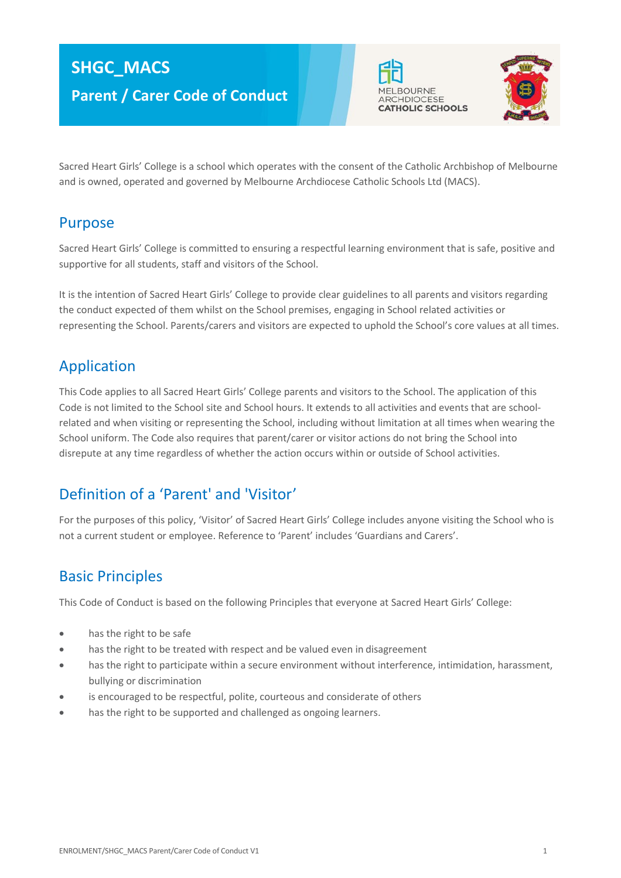# SHGC_MACS

## Parent / Carer Code of Conduct

Sacred Heart Girls' College is a school which operates with the consent of the Catholic Archbishop of Melbourne and is owned, operated and governed by Melbourne Archdiocese Catholic Schools Ltd (MACS).

## Purpose

Sacred Heart Girls' College is committed to ensuring a respectful learning environment that is safe, positive and supportive for all students, staff and visitors of the School.

It is the intention of Sacred Heart Girls' College to provide clear guidelines to all parents and visitors regarding the conduct expected of them whilst on the School premises, engaging in School related activities or representing the School. Parents/carers and visitors are expected to uphold the School's core values at all times.

## Application

This Code applies to all Sacred Heart Girls' College parents and visitors to the School. The application of this Code is not limited to the School site and School hours. It extends to all activities and events that are school-related and when visiting or representing the School, including without limitation at all times when wearing the School uniform. The Code also requires that parent/carer or visitor actions do not bring the School into disrepute at any time regardless of whether the action occurs within or outside of School activities.

## Definition of a 'Parent' and 'Visitor'

For the purposes of this policy, 'Visitor' of Sacred Heart Girls' College includes anyone visiting the School who is not a current student or employee. Reference to 'Parent' includes 'Guardians and Carers'.

## Basic Principles

This Code of Conduct is based on the following Principles that everyone at Sacred Heart Girls' College:

- has the right to be safe
- has the right to be treated with respect and be valued even in disagreement
- has the right to participate within a secure environment without interference, intimidation, harassment, bullying or discrimination
- is encouraged to be respectful, polite, courteous and considerate of others
- has the right to be supported and challenged as ongoing learners.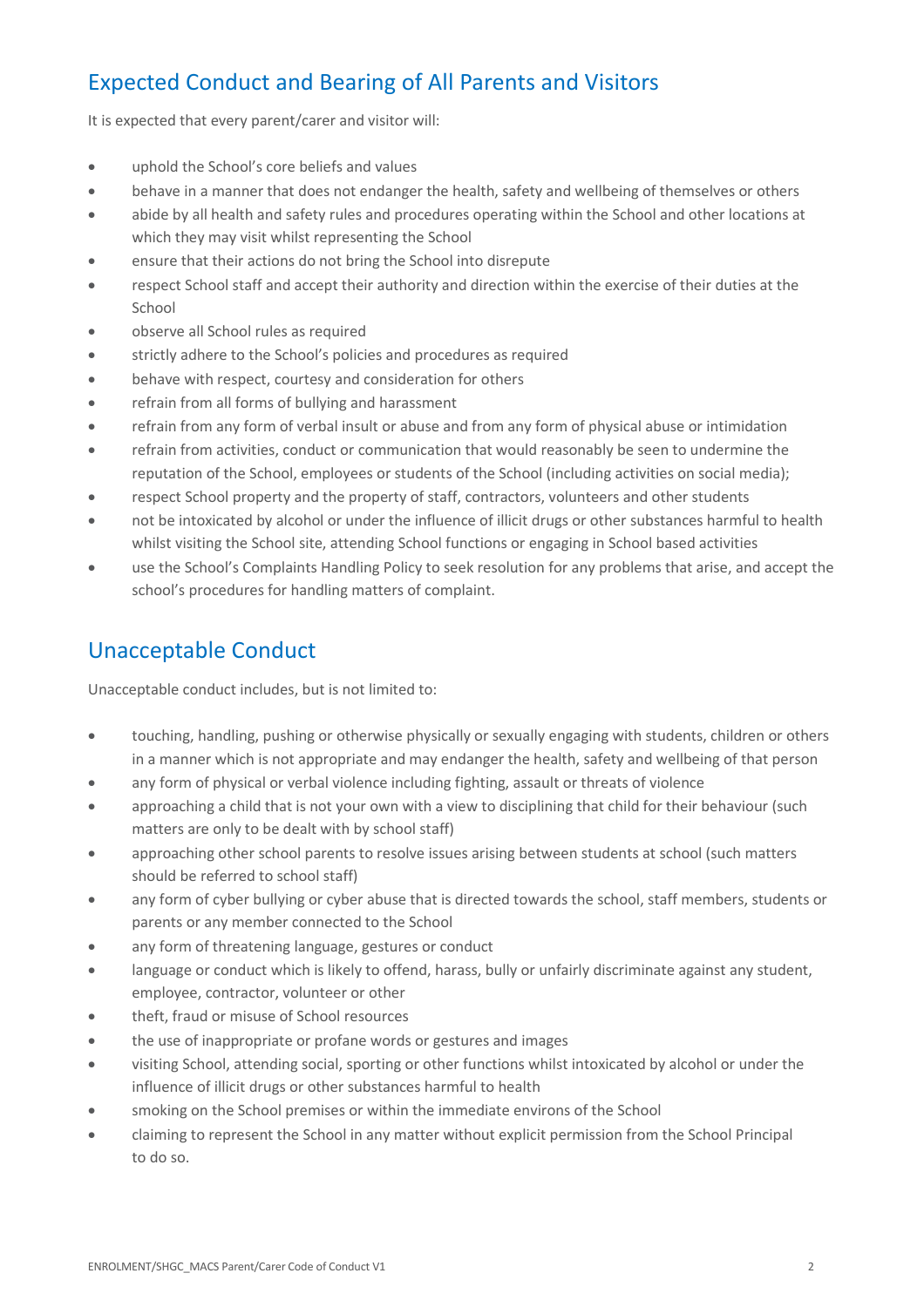## Expected Conduct and Bearing of All Parents and Visitors

It is expected that every parent/carer and visitor will:

- uphold the School's core beliefs and values
- behave in a manner that does not endanger the health, safety and wellbeing of themselves or others
- abide by all health and safety rules and procedures operating within the School and other locations at which they may visit whilst representing the School
- ensure that their actions do not bring the School into disrepute
- respect School staff and accept their authority and direction within the exercise of their duties at the School
- observe all School rules as required
- strictly adhere to the School's policies and procedures as required
- behave with respect, courtesy and consideration for others
- refrain from all forms of bullying and harassment
- refrain from any form of verbal insult or abuse and from any form of physical abuse or intimidation
- refrain from activities, conduct or communication that would reasonably be seen to undermine the reputation of the School, employees or students of the School (including activities on social media);
- respect School property and the property of staff, contractors, volunteers and other students
- not be intoxicated by alcohol or under the influence of illicit drugs or other substances harmful to health whilst visiting the School site, attending School functions or engaging in School based activities
- use the School's Complaints Handling Policy to seek resolution for any problems that arise, and accept the school's procedures for handling matters of complaint.

## Unacceptable Conduct

Unacceptable conduct includes, but is not limited to:

- touching, handling, pushing or otherwise physically or sexually engaging with students, children or others in a manner which is not appropriate and may endanger the health, safety and wellbeing of that person
- any form of physical or verbal violence including fighting, assault or threats of violence
- approaching a child that is not your own with a view to disciplining that child for their behaviour (such matters are only to be dealt with by school staff)
- approaching other school parents to resolve issues arising between students at school (such matters should be referred to school staff)
- any form of cyber bullying or cyber abuse that is directed towards the school, staff members, students or parents or any member connected to the School
- any form of threatening language, gestures or conduct
- language or conduct which is likely to offend, harass, bully or unfairly discriminate against any student, employee, contractor, volunteer or other
- theft, fraud or misuse of School resources
- the use of inappropriate or profane words or gestures and images
- visiting School, attending social, sporting or other functions whilst intoxicated by alcohol or under the influence of illicit drugs or other substances harmful to health
- smoking on the School premises or within the immediate environs of the School
- claiming to represent the School in any matter without explicit permission from the School Principal to do so.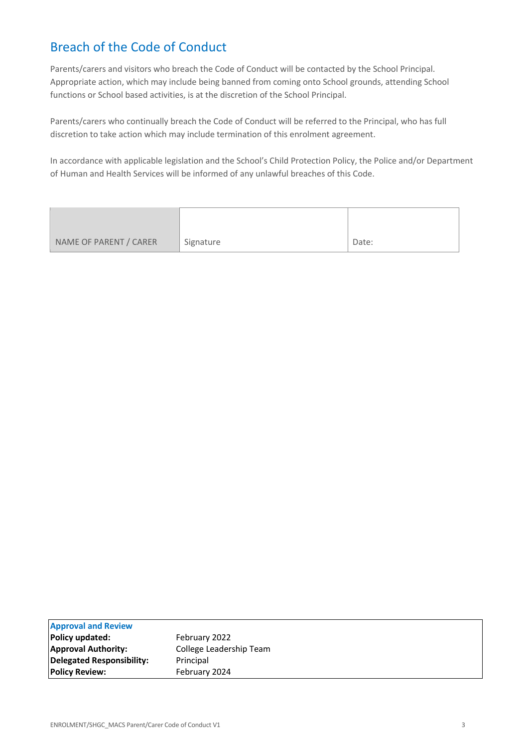## Breach of the Code of Conduct

Parents/carers and visitors who breach the Code of Conduct will be contacted by the School Principal. Appropriate action, which may include being banned from coming onto School grounds, attending School functions or School based activities, is at the discretion of the School Principal.

Parents/carers who continually breach the Code of Conduct will be referred to the Principal, who has full discretion to take action which may include termination of this enrolment agreement.

In accordance with applicable legislation and the School's Child Protection Policy, the Police and/or Department of Human and Health Services will be informed of any unlawful breaches of this Code.

| | | |
|---|---|---|
| NAME OF PARENT / CARER | Signature | Date: |

| | |
|---|---|
| **Approval and Review** | |
| **Policy updated:** | February 2022 |
| **Approval Authority:** | College Leadership Team |
| **Delegated Responsibility:** | Principal |
| **Policy Review:** | February 2024 |